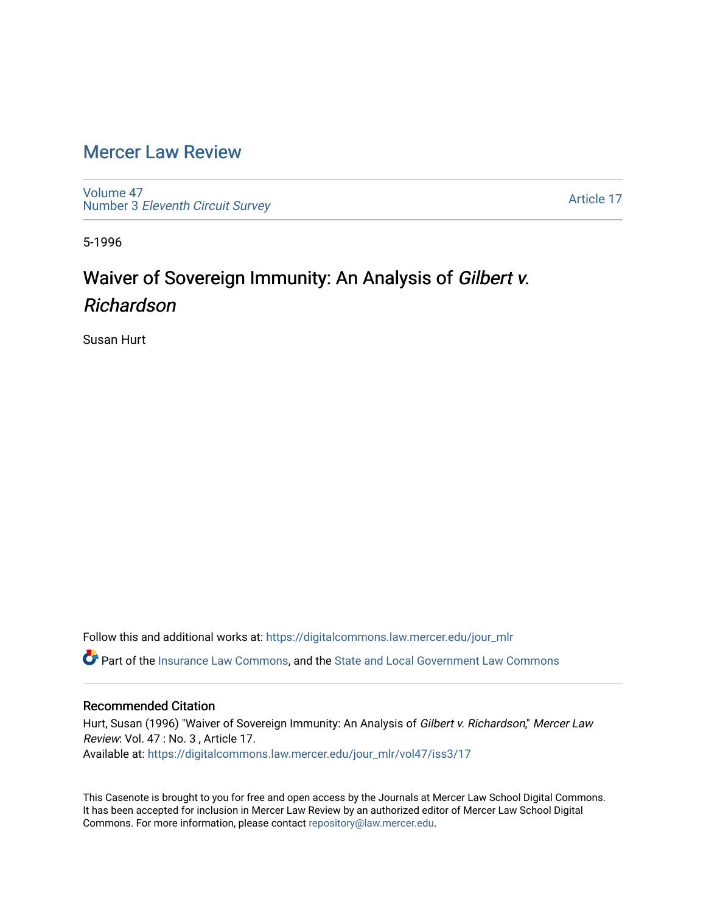# Mercer Law Review

Volume 47
Number 3 *Eleventh Circuit Survey*

Article 17

5-1996

## Waiver of Sovereign Immunity: An Analysis of *Gilbert v. Richardson*

Susan Hurt

Follow this and additional works at: https://digitalcommons.law.mercer.edu/jour_mlr

Part of the Insurance Law Commons, and the State and Local Government Law Commons

### Recommended Citation

Hurt, Susan (1996) "Waiver of Sovereign Immunity: An Analysis of *Gilbert v. Richardson*," *Mercer Law Review*: Vol. 47 : No. 3 , Article 17.
Available at: https://digitalcommons.law.mercer.edu/jour_mlr/vol47/iss3/17

This Casenote is brought to you for free and open access by the Journals at Mercer Law School Digital Commons. It has been accepted for inclusion in Mercer Law Review by an authorized editor of Mercer Law School Digital Commons. For more information, please contact repository@law.mercer.edu.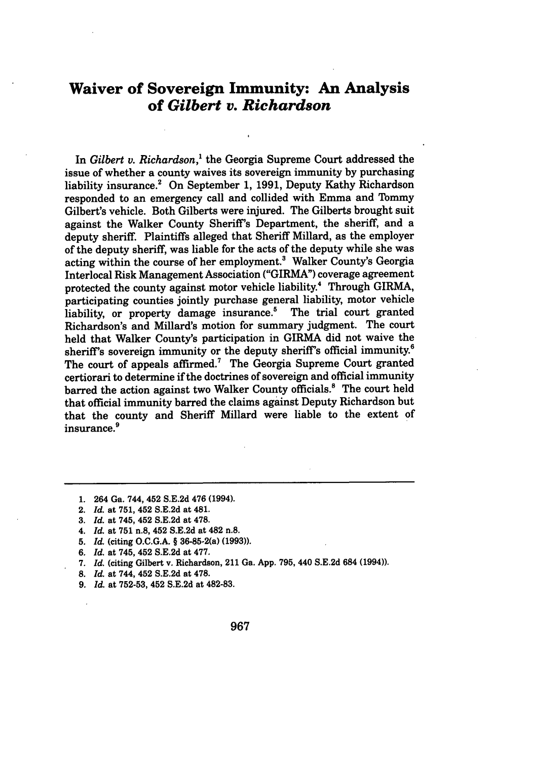# Waiver of Sovereign Immunity: An Analysis of *Gilbert v. Richardson*

In *Gilbert v. Richardson*,[1] the Georgia Supreme Court addressed the issue of whether a county waives its sovereign immunity by purchasing liability insurance.[2] On September 1, 1991, Deputy Kathy Richardson responded to an emergency call and collided with Emma and Tommy Gilbert's vehicle. Both Gilberts were injured. The Gilberts brought suit against the Walker County Sheriff's Department, the sheriff, and a deputy sheriff. Plaintiffs alleged that Sheriff Millard, as the employer of the deputy sheriff, was liable for the acts of the deputy while she was acting within the course of her employment.[3] Walker County's Georgia Interlocal Risk Management Association ("GIRMA") coverage agreement protected the county against motor vehicle liability.[4] Through GIRMA, participating counties jointly purchase general liability, motor vehicle liability, or property damage insurance.[5] The trial court granted Richardson's and Millard's motion for summary judgment. The court held that Walker County's participation in GIRMA did not waive the sheriff's sovereign immunity or the deputy sheriff's official immunity.[6] The court of appeals affirmed.[7] The Georgia Supreme Court granted certiorari to determine if the doctrines of sovereign and official immunity barred the action against two Walker County officials.[8] The court held that official immunity barred the claims against Deputy Richardson but that the county and Sheriff Millard were liable to the extent of insurance.[9]

---

1. 264 Ga. 744, 452 S.E.2d 476 (1994).
2. *Id.* at 751, 452 S.E.2d at 481.
3. *Id.* at 745, 452 S.E.2d at 478.
4. *Id.* at 751 n.8, 452 S.E.2d at 482 n.8.
5. *Id.* (citing O.C.G.A. § 36-85-2(a) (1993)).
6. *Id.* at 745, 452 S.E.2d at 477.
7. *Id.* (citing Gilbert v. Richardson, 211 Ga. App. 795, 440 S.E.2d 684 (1994)).
8. *Id.* at 744, 452 S.E.2d at 478.
9. *Id.* at 752-53, 452 S.E.2d at 482-83.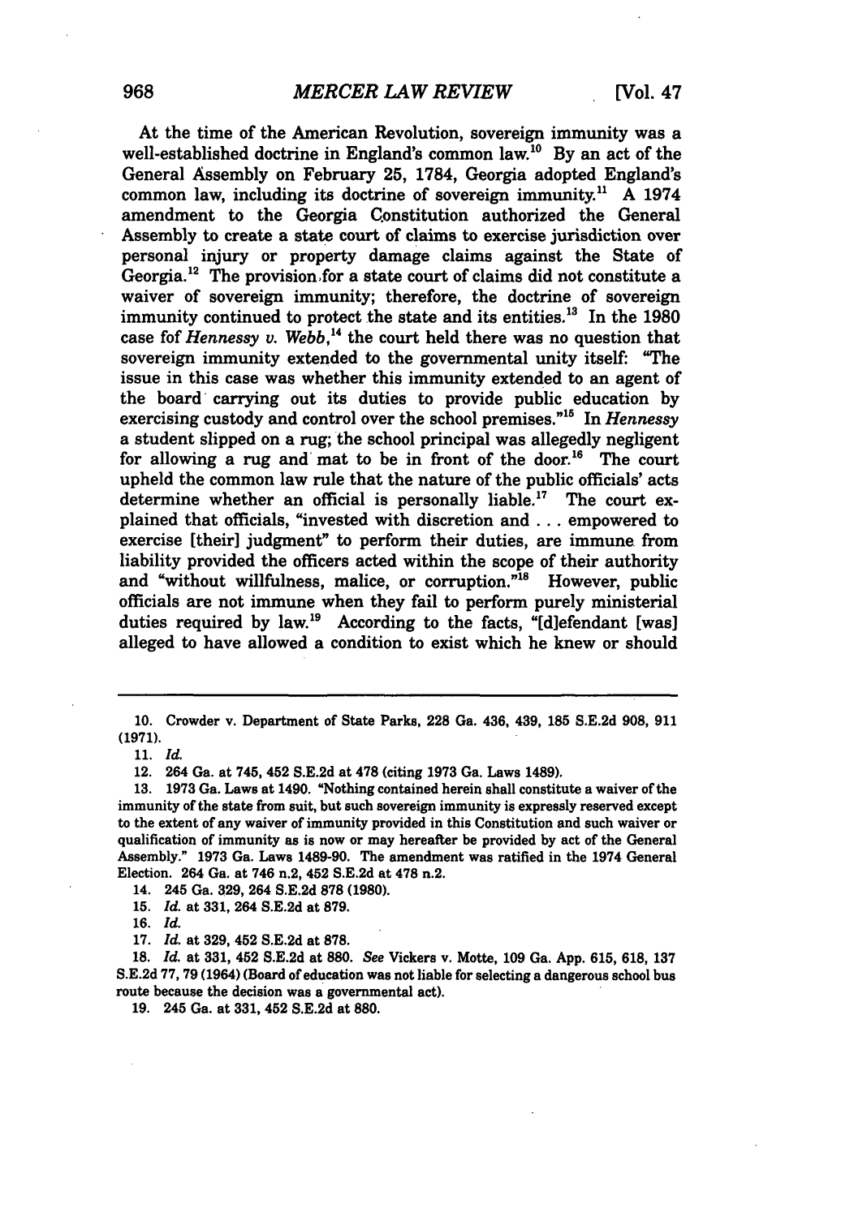At the time of the American Revolution, sovereign immunity was a well-established doctrine in England's common law.[10] By an act of the General Assembly on February 25, 1784, Georgia adopted England's common law, including its doctrine of sovereign immunity.[11] A 1974 amendment to the Georgia Constitution authorized the General Assembly to create a state court of claims to exercise jurisdiction over personal injury or property damage claims against the State of Georgia.[12] The provision for a state court of claims did not constitute a waiver of sovereign immunity; therefore, the doctrine of sovereign immunity continued to protect the state and its entities.[13] In the 1980 case fof *Hennessy v. Webb*,[14] the court held there was no question that sovereign immunity extended to the governmental unity itself: "The issue in this case was whether this immunity extended to an agent of the board carrying out its duties to provide public education by exercising custody and control over the school premises."[15] In *Hennessy* a student slipped on a rug; the school principal was allegedly negligent for allowing a rug and mat to be in front of the door.[16] The court upheld the common law rule that the nature of the public officials' acts determine whether an official is personally liable.[17] The court explained that officials, "invested with discretion and . . . empowered to exercise [their] judgment" to perform their duties, are immune from liability provided the officers acted within the scope of their authority and "without willfulness, malice, or corruption."[18] However, public officials are not immune when they fail to perform purely ministerial duties required by law.[19] According to the facts, "[d]efendant [was] alleged to have allowed a condition to exist which he knew or should

---

10. Crowder v. Department of State Parks, 228 Ga. 436, 439, 185 S.E.2d 908, 911 (1971).

11. *Id.*

12. 264 Ga. at 745, 452 S.E.2d at 478 (citing 1973 Ga. Laws 1489).

13. 1973 Ga. Laws at 1490. "Nothing contained herein shall constitute a waiver of the immunity of the state from suit, but such sovereign immunity is expressly reserved except to the extent of any waiver of immunity provided in this Constitution and such waiver or qualification of immunity as is now or may hereafter be provided by act of the General Assembly." 1973 Ga. Laws 1489-90. The amendment was ratified in the 1974 General Election. 264 Ga. at 746 n.2, 452 S.E.2d at 478 n.2.

14. 245 Ga. 329, 264 S.E.2d 878 (1980).

15. *Id.* at 331, 264 S.E.2d at 879.

16. *Id.*

17. *Id.* at 329, 452 S.E.2d at 878.

18. *Id.* at 331, 452 S.E.2d at 880. *See* Vickers v. Motte, 109 Ga. App. 615, 618, 137 S.E.2d 77, 79 (1964) (Board of education was not liable for selecting a dangerous school bus route because the decision was a governmental act).

19. 245 Ga. at 331, 452 S.E.2d at 880.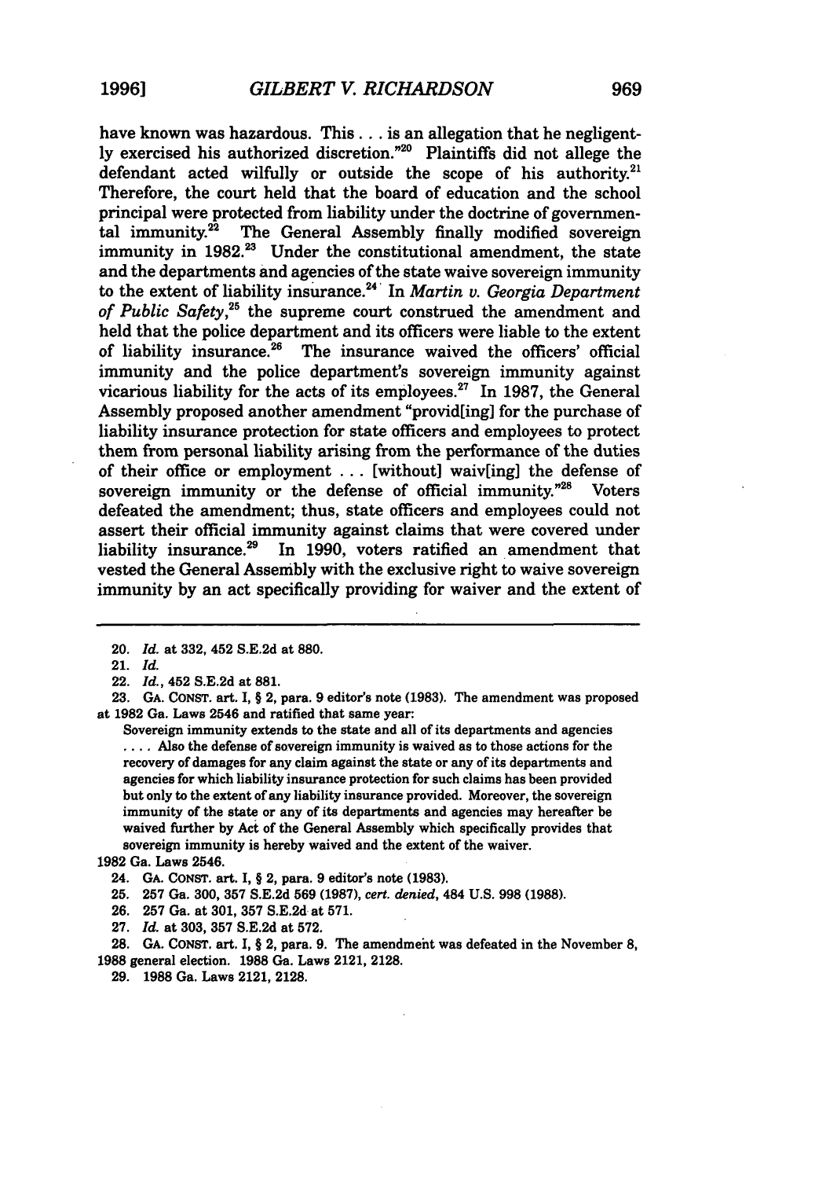have known was hazardous. This . . . is an allegation that he negligently exercised his authorized discretion."[20] Plaintiffs did not allege the defendant acted wilfully or outside the scope of his authority.[21] Therefore, the court held that the board of education and the school principal were protected from liability under the doctrine of governmental immunity.[22] The General Assembly finally modified sovereign immunity in 1982.[23] Under the constitutional amendment, the state and the departments and agencies of the state waive sovereign immunity to the extent of liability insurance.[24] In *Martin v. Georgia Department of Public Safety*,[25] the supreme court construed the amendment and held that the police department and its officers were liable to the extent of liability insurance.[26] The insurance waived the officers' official immunity and the police department's sovereign immunity against vicarious liability for the acts of its employees.[27] In 1987, the General Assembly proposed another amendment "provid[ing] for the purchase of liability insurance protection for state officers and employees to protect them from personal liability arising from the performance of the duties of their office or employment . . . [without] waiv[ing] the defense of sovereign immunity or the defense of official immunity."[28] Voters defeated the amendment; thus, state officers and employees could not assert their official immunity against claims that were covered under liability insurance.[29] In 1990, voters ratified an amendment that vested the General Assembly with the exclusive right to waive sovereign immunity by an act specifically providing for waiver and the extent of

---

20. *Id.* at 332, 452 S.E.2d at 880.

21. *Id.*

22. *Id.*, 452 S.E.2d at 881.

23. GA. CONST. art. I, § 2, para. 9 editor's note (1983). The amendment was proposed at 1982 Ga. Laws 2546 and ratified that same year:

> Sovereign immunity extends to the state and all of its departments and agencies . . . . Also the defense of sovereign immunity is waived as to those actions for the recovery of damages for any claim against the state or any of its departments and agencies for which liability insurance protection for such claims has been provided but only to the extent of any liability insurance provided. Moreover, the sovereign immunity of the state or any of its departments and agencies may hereafter be waived further by Act of the General Assembly which specifically provides that sovereign immunity is hereby waived and the extent of the waiver.

1982 Ga. Laws 2546.

24. GA. CONST. art. I, § 2, para. 9 editor's note (1983).

25. 257 Ga. 300, 357 S.E.2d 569 (1987), *cert. denied*, 484 U.S. 998 (1988).

26. 257 Ga. at 301, 357 S.E.2d at 571.

27. *Id.* at 303, 357 S.E.2d at 572.

28. GA. CONST. art. I, § 2, para. 9. The amendment was defeated in the November 8, 1988 general election. 1988 Ga. Laws 2121, 2128.

29. 1988 Ga. Laws 2121, 2128.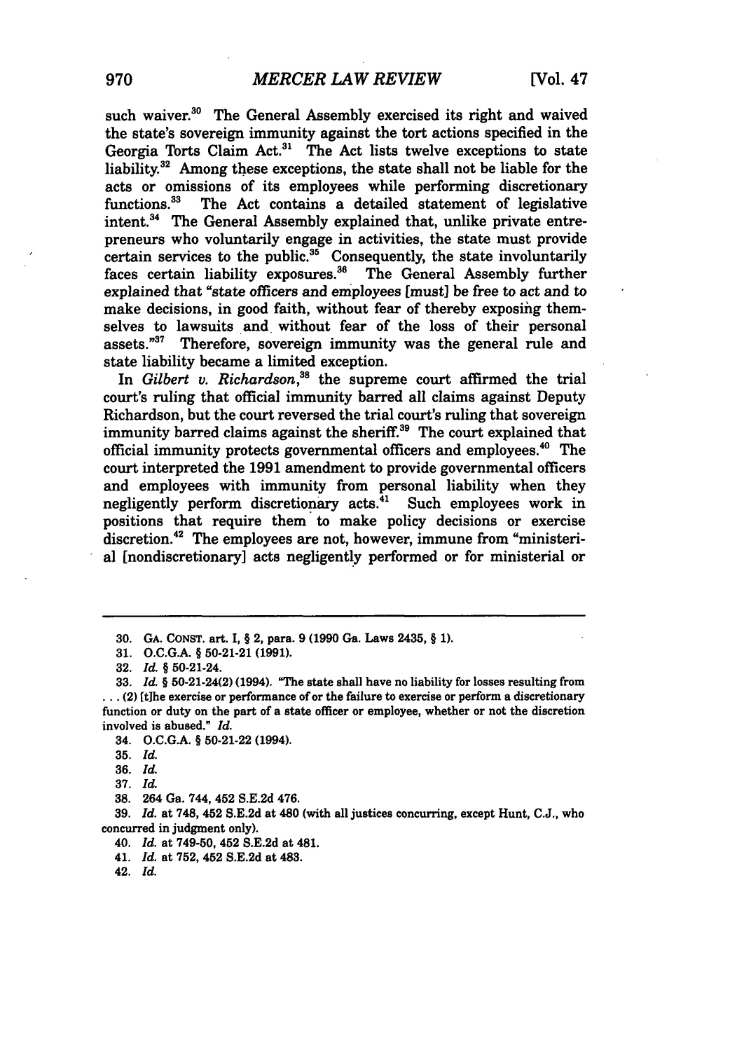such waiver.[30] The General Assembly exercised its right and waived the state's sovereign immunity against the tort actions specified in the Georgia Torts Claim Act.[31] The Act lists twelve exceptions to state liability.[32] Among these exceptions, the state shall not be liable for the acts or omissions of its employees while performing discretionary functions.[33] The Act contains a detailed statement of legislative intent.[34] The General Assembly explained that, unlike private entrepreneurs who voluntarily engage in activities, the state must provide certain services to the public.[35] Consequently, the state involuntarily faces certain liability exposures.[36] The General Assembly further explained that "state officers and employees [must] be free to act and to make decisions, in good faith, without fear of thereby exposing themselves to lawsuits and without fear of the loss of their personal assets."[37] Therefore, sovereign immunity was the general rule and state liability became a limited exception.

In *Gilbert v. Richardson*,[38] the supreme court affirmed the trial court's ruling that official immunity barred all claims against Deputy Richardson, but the court reversed the trial court's ruling that sovereign immunity barred claims against the sheriff.[39] The court explained that official immunity protects governmental officers and employees.[40] The court interpreted the 1991 amendment to provide governmental officers and employees with immunity from personal liability when they negligently perform discretionary acts.[41] Such employees work in positions that require them to make policy decisions or exercise discretion.[42] The employees are not, however, immune from "ministerial [nondiscretionary] acts negligently performed or for ministerial or

---

30. GA. CONST. art. I, § 2, para. 9 (1990 Ga. Laws 2435, § 1).

31. O.C.G.A. § 50-21-21 (1991).

32. *Id.* § 50-21-24.

33. *Id.* § 50-21-24(2) (1994). "The state shall have no liability for losses resulting from . . . (2) [t]he exercise or performance of or the failure to exercise or perform a discretionary function or duty on the part of a state officer or employee, whether or not the discretion involved is abused." *Id.*

34. O.C.G.A. § 50-21-22 (1994).

35. *Id.*

36. *Id.*

37. *Id.*

38. 264 Ga. 744, 452 S.E.2d 476.

39. *Id.* at 748, 452 S.E.2d at 480 (with all justices concurring, except Hunt, C.J., who concurred in judgment only).

40. *Id.* at 749-50, 452 S.E.2d at 481.

41. *Id.* at 752, 452 S.E.2d at 483.

42. *Id.*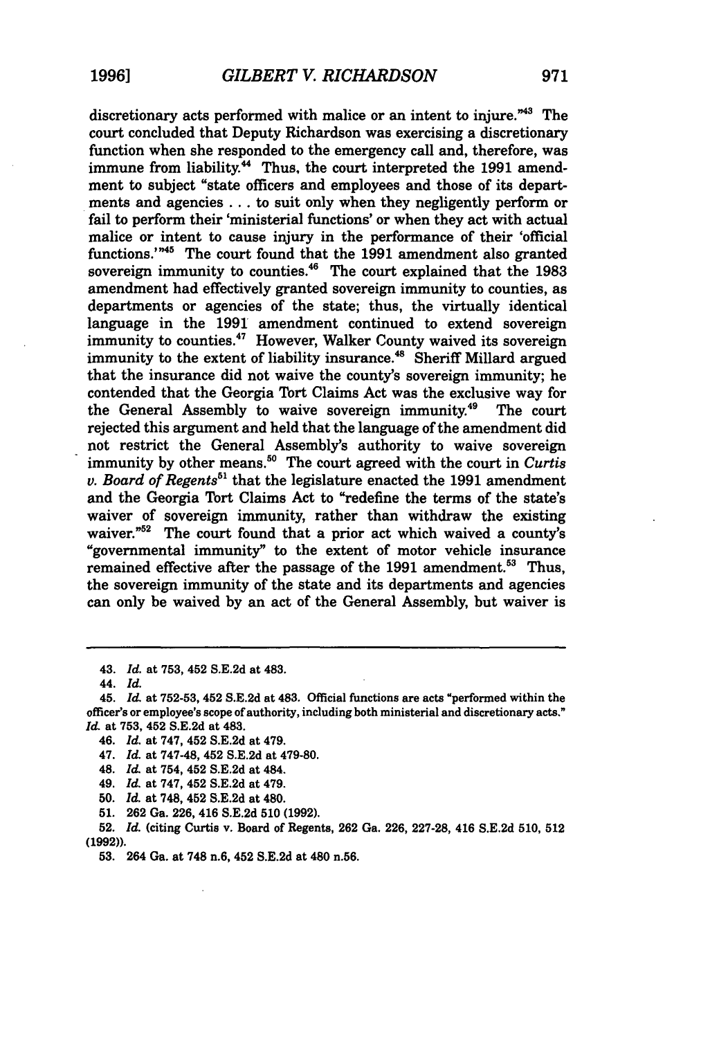discretionary acts performed with malice or an intent to injure."[43] The court concluded that Deputy Richardson was exercising a discretionary function when she responded to the emergency call and, therefore, was immune from liability.[44] Thus, the court interpreted the 1991 amendment to subject "state officers and employees and those of its departments and agencies . . . to suit only when they negligently perform or fail to perform their 'ministerial functions' or when they act with actual malice or intent to cause injury in the performance of their 'official functions.'"[45] The court found that the 1991 amendment also granted sovereign immunity to counties.[46] The court explained that the 1983 amendment had effectively granted sovereign immunity to counties, as departments or agencies of the state; thus, the virtually identical language in the 1991 amendment continued to extend sovereign immunity to counties.[47] However, Walker County waived its sovereign immunity to the extent of liability insurance.[48] Sheriff Millard argued that the insurance did not waive the county's sovereign immunity; he contended that the Georgia Tort Claims Act was the exclusive way for the General Assembly to waive sovereign immunity.[49] The court rejected this argument and held that the language of the amendment did not restrict the General Assembly's authority to waive sovereign immunity by other means.[50] The court agreed with the court in *Curtis v. Board of Regents*[51] that the legislature enacted the 1991 amendment and the Georgia Tort Claims Act to "redefine the terms of the state's waiver of sovereign immunity, rather than withdraw the existing waiver."[52] The court found that a prior act which waived a county's "governmental immunity" to the extent of motor vehicle insurance remained effective after the passage of the 1991 amendment.[53] Thus, the sovereign immunity of the state and its departments and agencies can only be waived by an act of the General Assembly, but waiver is

---

43. *Id.* at 753, 452 S.E.2d at 483.

44. *Id.*

45. *Id.* at 752-53, 452 S.E.2d at 483. Official functions are acts "performed within the officer's or employee's scope of authority, including both ministerial and discretionary acts." *Id.* at 753, 452 S.E.2d at 483.

46. *Id.* at 747, 452 S.E.2d at 479.

47. *Id.* at 747-48, 452 S.E.2d at 479-80.

48. *Id.* at 754, 452 S.E.2d at 484.

49. *Id.* at 747, 452 S.E.2d at 479.

50. *Id.* at 748, 452 S.E.2d at 480.

51. 262 Ga. 226, 416 S.E.2d 510 (1992).

52. *Id.* (citing Curtis v. Board of Regents, 262 Ga. 226, 227-28, 416 S.E.2d 510, 512 (1992)).

53. 264 Ga. at 748 n.6, 452 S.E.2d at 480 n.56.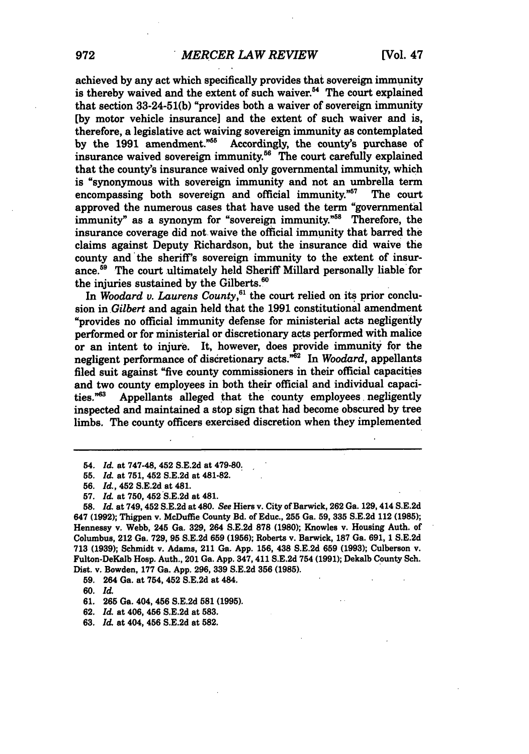achieved by any act which specifically provides that sovereign immunity is thereby waived and the extent of such waiver.[54] The court explained that section 33-24-51(b) "provides both a waiver of sovereign immunity [by motor vehicle insurance] and the extent of such waiver and is, therefore, a legislative act waiving sovereign immunity as contemplated by the 1991 amendment."[55] Accordingly, the county's purchase of insurance waived sovereign immunity.[56] The court carefully explained that the county's insurance waived only governmental immunity, which is "synonymous with sovereign immunity and not an umbrella term encompassing both sovereign and official immunity."[57] The court approved the numerous cases that have used the term "governmental immunity" as a synonym for "sovereign immunity."[58] Therefore, the insurance coverage did not waive the official immunity that barred the claims against Deputy Richardson, but the insurance did waive the county and the sheriff's sovereign immunity to the extent of insurance.[59] The court ultimately held Sheriff Millard personally liable for the injuries sustained by the Gilberts.[60]

In *Woodard v. Laurens County*,[61] the court relied on its prior conclusion in *Gilbert* and again held that the 1991 constitutional amendment "provides no official immunity defense for ministerial acts negligently performed or for ministerial or discretionary acts performed with malice or an intent to injure. It, however, does provide immunity for the negligent performance of discretionary acts."[62] In *Woodard*, appellants filed suit against "five county commissioners in their official capacities and two county employees in both their official and individual capacities."[63] Appellants alleged that the county employees negligently inspected and maintained a stop sign that had become obscured by tree limbs. The county officers exercised discretion when they implemented

---

54. *Id.* at 747-48, 452 S.E.2d at 479-80.

55. *Id.* at 751, 452 S.E.2d at 481-82.

56. *Id.*, 452 S.E.2d at 481.

57. *Id.* at 750, 452 S.E.2d at 481.

58. *Id.* at 749, 452 S.E.2d at 480. *See* Hiers v. City of Barwick, 262 Ga. 129, 414 S.E.2d 647 (1992); Thigpen v. McDuffie County Bd. of Educ., 255 Ga. 59, 335 S.E.2d 112 (1985); Hennessy v. Webb, 245 Ga. 329, 264 S.E.2d 878 (1980); Knowles v. Housing Auth. of Columbus, 212 Ga. 729, 95 S.E.2d 659 (1956); Roberts v. Barwick, 187 Ga. 691, 1 S.E.2d 713 (1939); Schmidt v. Adams, 211 Ga. App. 156, 438 S.E.2d 659 (1993); Culberson v. Fulton-DeKalb Hosp. Auth., 201 Ga. App. 347, 411 S.E.2d 754 (1991); Dekalb County Sch. Dist. v. Bowden, 177 Ga. App. 296, 339 S.E.2d 356 (1985).

59. 264 Ga. at 754, 452 S.E.2d at 484.

60. *Id.*

61. 265 Ga. 404, 456 S.E.2d 581 (1995).

62. *Id.* at 406, 456 S.E.2d at 583.

63. *Id.* at 404, 456 S.E.2d at 582.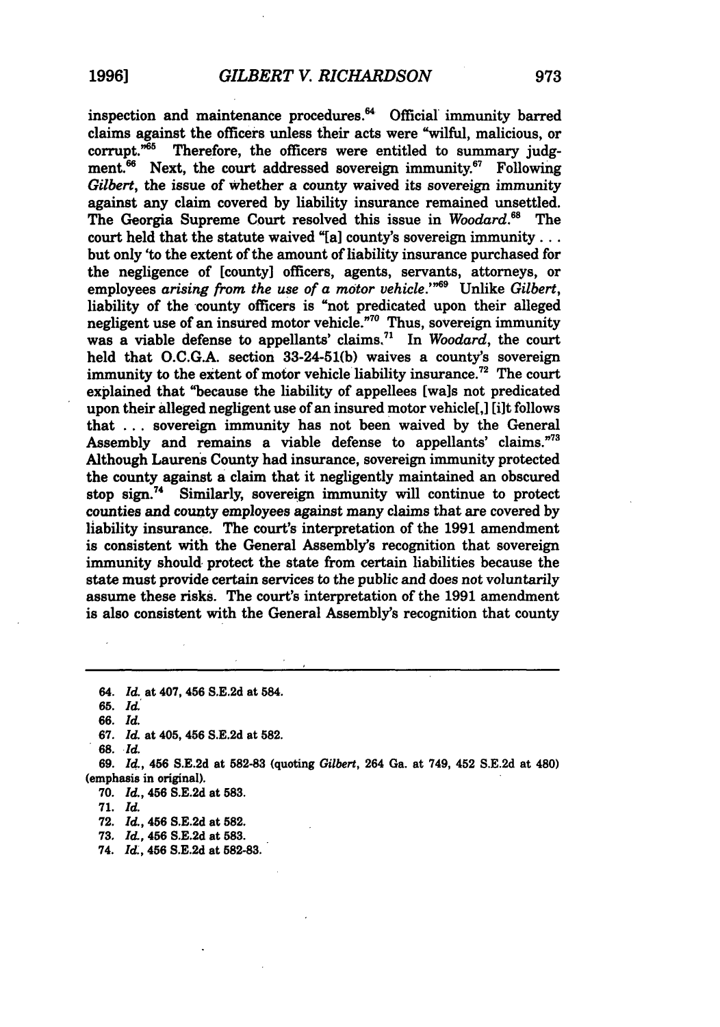inspection and maintenance procedures.[64] Official immunity barred claims against the officers unless their acts were "wilful, malicious, or corrupt."[65] Therefore, the officers were entitled to summary judgment.[66] Next, the court addressed sovereign immunity.[67] Following *Gilbert*, the issue of whether a county waived its sovereign immunity against any claim covered by liability insurance remained unsettled. The Georgia Supreme Court resolved this issue in *Woodard*.[68] The court held that the statute waived "[a] county's sovereign immunity . . . but only 'to the extent of the amount of liability insurance purchased for the negligence of [county] officers, agents, servants, attorneys, or employees *arising from the use of a motor vehicle*.'"[69] Unlike *Gilbert*, liability of the county officers is "not predicated upon their alleged negligent use of an insured motor vehicle."[70] Thus, sovereign immunity was a viable defense to appellants' claims.[71] In *Woodard*, the court held that O.C.G.A. section 33-24-51(b) waives a county's sovereign immunity to the extent of motor vehicle liability insurance.[72] The court explained that "because the liability of appellees [wa]s not predicated upon their alleged negligent use of an insured motor vehicle[,] [i]t follows that . . . sovereign immunity has not been waived by the General Assembly and remains a viable defense to appellants' claims."[73] Although Laurens County had insurance, sovereign immunity protected the county against a claim that it negligently maintained an obscured stop sign.[74] Similarly, sovereign immunity will continue to protect counties and county employees against many claims that are covered by liability insurance. The court's interpretation of the 1991 amendment is consistent with the General Assembly's recognition that sovereign immunity should protect the state from certain liabilities because the state must provide certain services to the public and does not voluntarily assume these risks. The court's interpretation of the 1991 amendment is also consistent with the General Assembly's recognition that county

---

64. *Id.* at 407, 456 S.E.2d at 584.

65. *Id.*

66. *Id.*

67. *Id.* at 405, 456 S.E.2d at 582.

68. *Id.*

69. *Id.*, 456 S.E.2d at 582-83 (quoting *Gilbert*, 264 Ga. at 749, 452 S.E.2d at 480) (emphasis in original).

70. *Id.*, 456 S.E.2d at 583.

71. *Id.*

72. *Id.*, 456 S.E.2d at 582.

73. *Id.*, 456 S.E.2d at 583.

74. *Id.*, 456 S.E.2d at 582-83.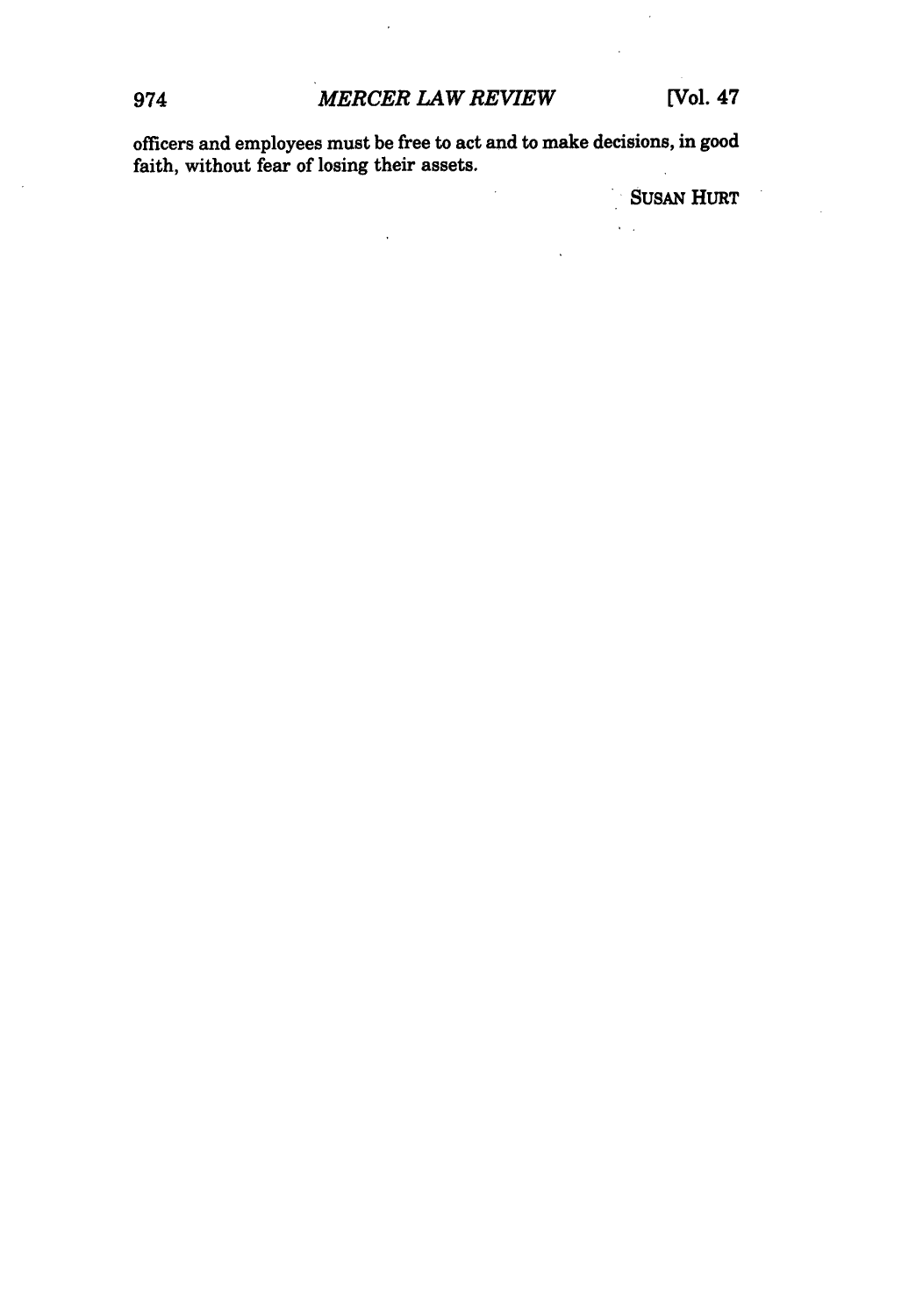officers and employees must be free to act and to make decisions, in good faith, without fear of losing their assets.

SUSAN HURT